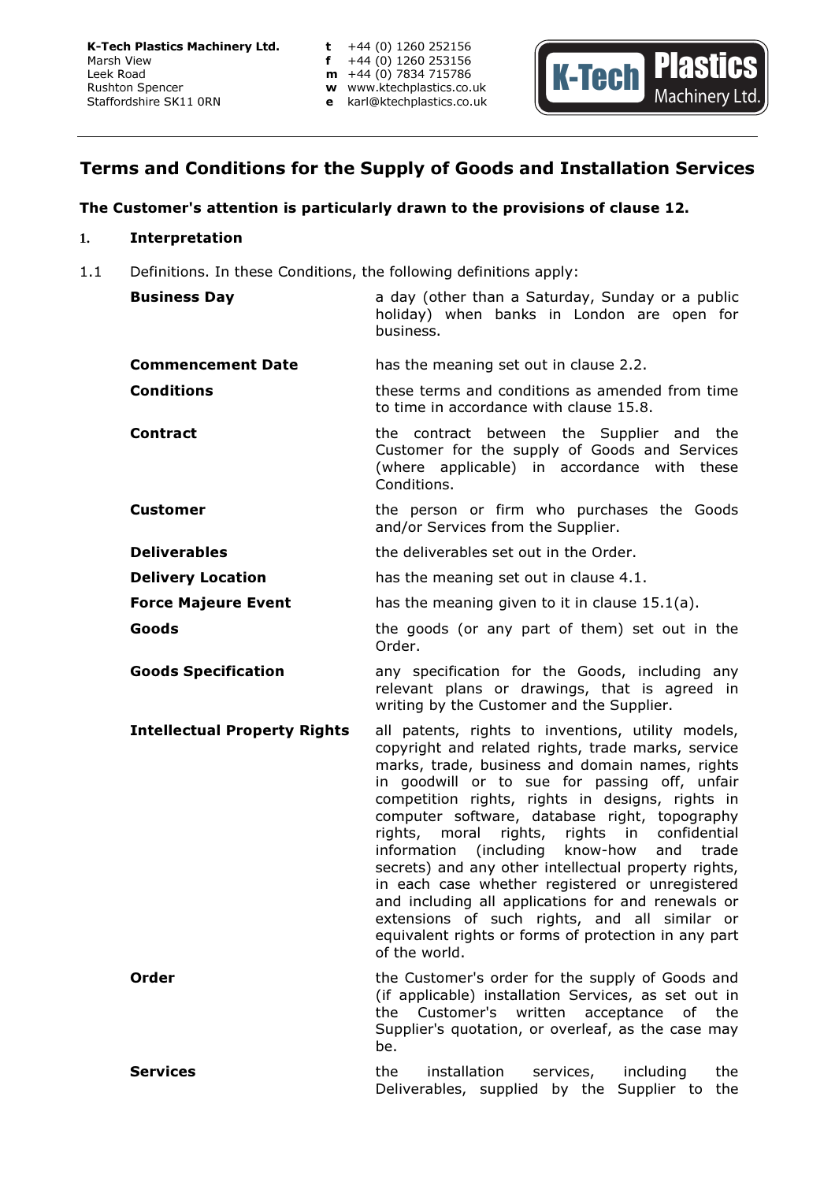**K-Tech Plastics Machinery Ltd.**
Marsh View
Leek Road
Rushton Spencer
Staffordshire SK11 0RN

**t** +44 (0) 1260 252156
**f** +44 (0) 1260 253156
**m** +44 (0) 7834 715786
**w** www.ktechplastics.co.uk
**e** karl@ktechplastics.co.uk

K-Tech Plastics Machinery Ltd.

# Terms and Conditions for the Supply of Goods and Installation Services

**The Customer's attention is particularly drawn to the provisions of clause 12.**

## 1. Interpretation

1.1 Definitions. In these Conditions, the following definitions apply:

**Business Day** a day (other than a Saturday, Sunday or a public holiday) when banks in London are open for business.

**Commencement Date** has the meaning set out in clause 2.2.

**Conditions** these terms and conditions as amended from time to time in accordance with clause 15.8.

**Contract** the contract between the Supplier and the Customer for the supply of Goods and Services (where applicable) in accordance with these Conditions.

**Customer** the person or firm who purchases the Goods and/or Services from the Supplier.

**Deliverables** the deliverables set out in the Order.

**Delivery Location** has the meaning set out in clause 4.1.

**Force Majeure Event** has the meaning given to it in clause 15.1(a).

**Goods** the goods (or any part of them) set out in the Order.

**Goods Specification** any specification for the Goods, including any relevant plans or drawings, that is agreed in writing by the Customer and the Supplier.

**Intellectual Property Rights** all patents, rights to inventions, utility models, copyright and related rights, trade marks, service marks, trade, business and domain names, rights in goodwill or to sue for passing off, unfair competition rights, rights in designs, rights in computer software, database right, topography rights, moral rights, rights in confidential information (including know-how and trade secrets) and any other intellectual property rights, in each case whether registered or unregistered and including all applications for and renewals or extensions of such rights, and all similar or equivalent rights or forms of protection in any part of the world.

**Order** the Customer's order for the supply of Goods and (if applicable) installation Services, as set out in the Customer's written acceptance of the Supplier's quotation, or overleaf, as the case may be.

**Services** the installation services, including the Deliverables, supplied by the Supplier to the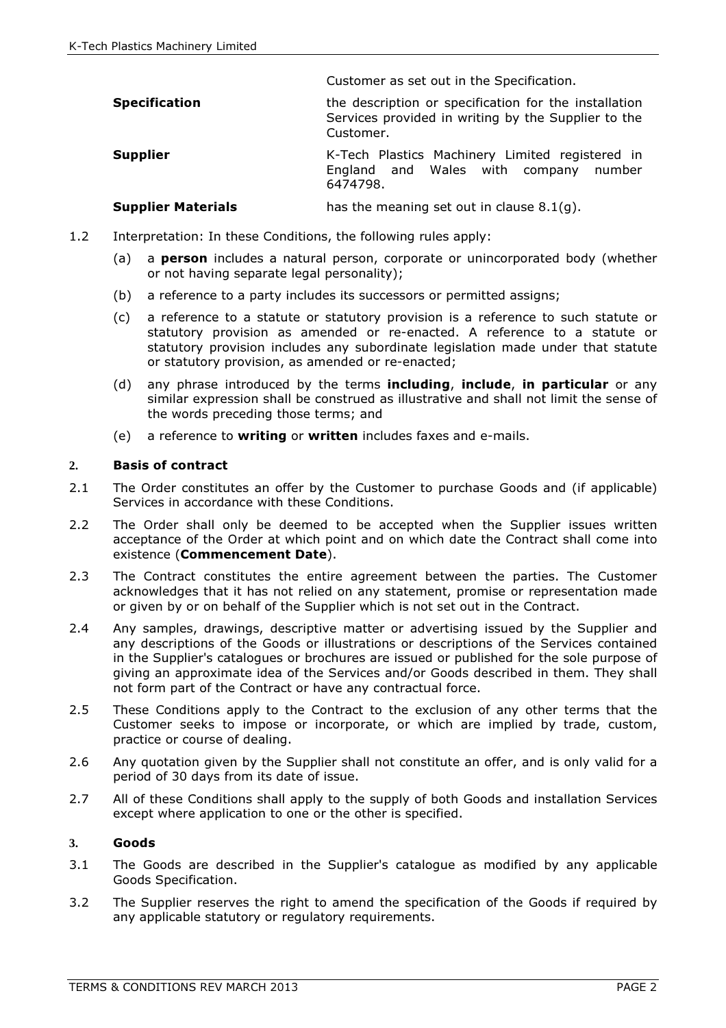| | |
|---|---|
| | Customer as set out in the Specification. |
| **Specification** | the description or specification for the installation Services provided in writing by the Supplier to the Customer. |
| **Supplier** | K-Tech Plastics Machinery Limited registered in England and Wales with company number 6474798. |
| **Supplier Materials** | has the meaning set out in clause 8.1(g). |

1.2 Interpretation: In these Conditions, the following rules apply:

(a) a **person** includes a natural person, corporate or unincorporated body (whether or not having separate legal personality);

(b) a reference to a party includes its successors or permitted assigns;

(c) a reference to a statute or statutory provision is a reference to such statute or statutory provision as amended or re-enacted. A reference to a statute or statutory provision includes any subordinate legislation made under that statute or statutory provision, as amended or re-enacted;

(d) any phrase introduced by the terms **including**, **include**, **in particular** or any similar expression shall be construed as illustrative and shall not limit the sense of the words preceding those terms; and

(e) a reference to **writing** or **written** includes faxes and e-mails.

## 2. Basis of contract

2.1 The Order constitutes an offer by the Customer to purchase Goods and (if applicable) Services in accordance with these Conditions.

2.2 The Order shall only be deemed to be accepted when the Supplier issues written acceptance of the Order at which point and on which date the Contract shall come into existence (**Commencement Date**).

2.3 The Contract constitutes the entire agreement between the parties. The Customer acknowledges that it has not relied on any statement, promise or representation made or given by or on behalf of the Supplier which is not set out in the Contract.

2.4 Any samples, drawings, descriptive matter or advertising issued by the Supplier and any descriptions of the Goods or illustrations or descriptions of the Services contained in the Supplier's catalogues or brochures are issued or published for the sole purpose of giving an approximate idea of the Services and/or Goods described in them. They shall not form part of the Contract or have any contractual force.

2.5 These Conditions apply to the Contract to the exclusion of any other terms that the Customer seeks to impose or incorporate, or which are implied by trade, custom, practice or course of dealing.

2.6 Any quotation given by the Supplier shall not constitute an offer, and is only valid for a period of 30 days from its date of issue.

2.7 All of these Conditions shall apply to the supply of both Goods and installation Services except where application to one or the other is specified.

## 3. Goods

3.1 The Goods are described in the Supplier's catalogue as modified by any applicable Goods Specification.

3.2 The Supplier reserves the right to amend the specification of the Goods if required by any applicable statutory or regulatory requirements.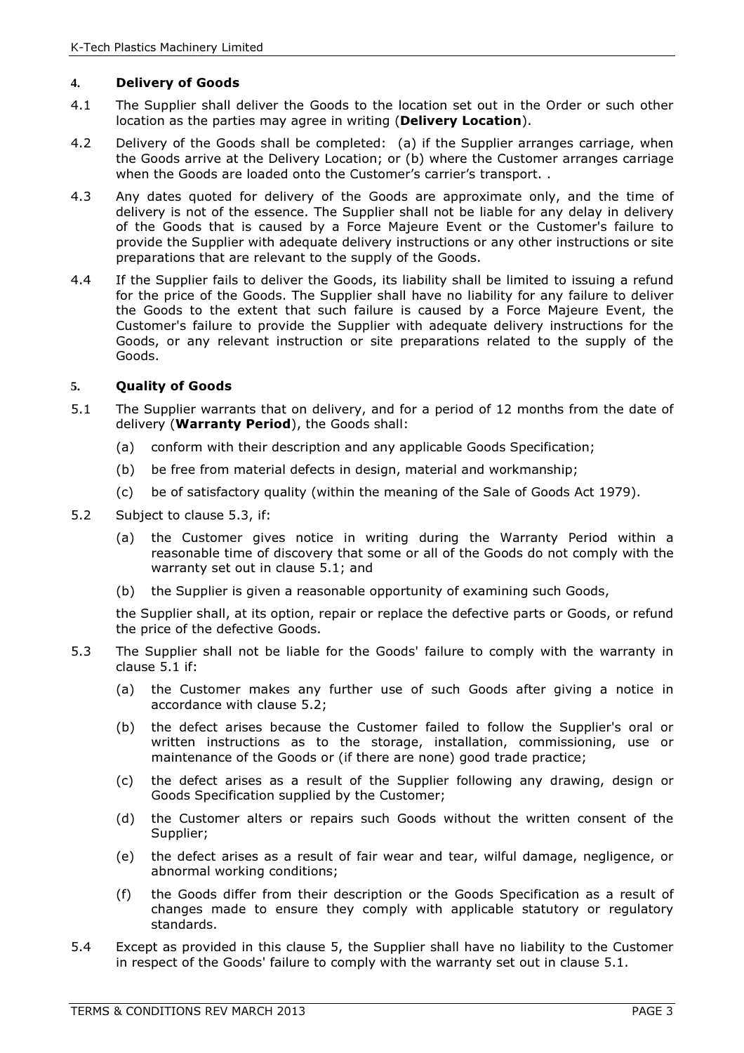## 4. **Delivery of Goods**

4.1 The Supplier shall deliver the Goods to the location set out in the Order or such other location as the parties may agree in writing (**Delivery Location**).

4.2 Delivery of the Goods shall be completed: (a) if the Supplier arranges carriage, when the Goods arrive at the Delivery Location; or (b) where the Customer arranges carriage when the Goods are loaded onto the Customer's carrier's transport. .

4.3 Any dates quoted for delivery of the Goods are approximate only, and the time of delivery is not of the essence. The Supplier shall not be liable for any delay in delivery of the Goods that is caused by a Force Majeure Event or the Customer's failure to provide the Supplier with adequate delivery instructions or any other instructions or site preparations that are relevant to the supply of the Goods.

4.4 If the Supplier fails to deliver the Goods, its liability shall be limited to issuing a refund for the price of the Goods. The Supplier shall have no liability for any failure to deliver the Goods to the extent that such failure is caused by a Force Majeure Event, the Customer's failure to provide the Supplier with adequate delivery instructions for the Goods, or any relevant instruction or site preparations related to the supply of the Goods.

## 5. **Quality of Goods**

5.1 The Supplier warrants that on delivery, and for a period of 12 months from the date of delivery (**Warranty Period**), the Goods shall:

(a) conform with their description and any applicable Goods Specification;

(b) be free from material defects in design, material and workmanship;

(c) be of satisfactory quality (within the meaning of the Sale of Goods Act 1979).

5.2 Subject to clause 5.3, if:

(a) the Customer gives notice in writing during the Warranty Period within a reasonable time of discovery that some or all of the Goods do not comply with the warranty set out in clause 5.1; and

(b) the Supplier is given a reasonable opportunity of examining such Goods,

the Supplier shall, at its option, repair or replace the defective parts or Goods, or refund the price of the defective Goods.

5.3 The Supplier shall not be liable for the Goods' failure to comply with the warranty in clause 5.1 if:

(a) the Customer makes any further use of such Goods after giving a notice in accordance with clause 5.2;

(b) the defect arises because the Customer failed to follow the Supplier's oral or written instructions as to the storage, installation, commissioning, use or maintenance of the Goods or (if there are none) good trade practice;

(c) the defect arises as a result of the Supplier following any drawing, design or Goods Specification supplied by the Customer;

(d) the Customer alters or repairs such Goods without the written consent of the Supplier;

(e) the defect arises as a result of fair wear and tear, wilful damage, negligence, or abnormal working conditions;

(f) the Goods differ from their description or the Goods Specification as a result of changes made to ensure they comply with applicable statutory or regulatory standards.

5.4 Except as provided in this clause 5, the Supplier shall have no liability to the Customer in respect of the Goods' failure to comply with the warranty set out in clause 5.1.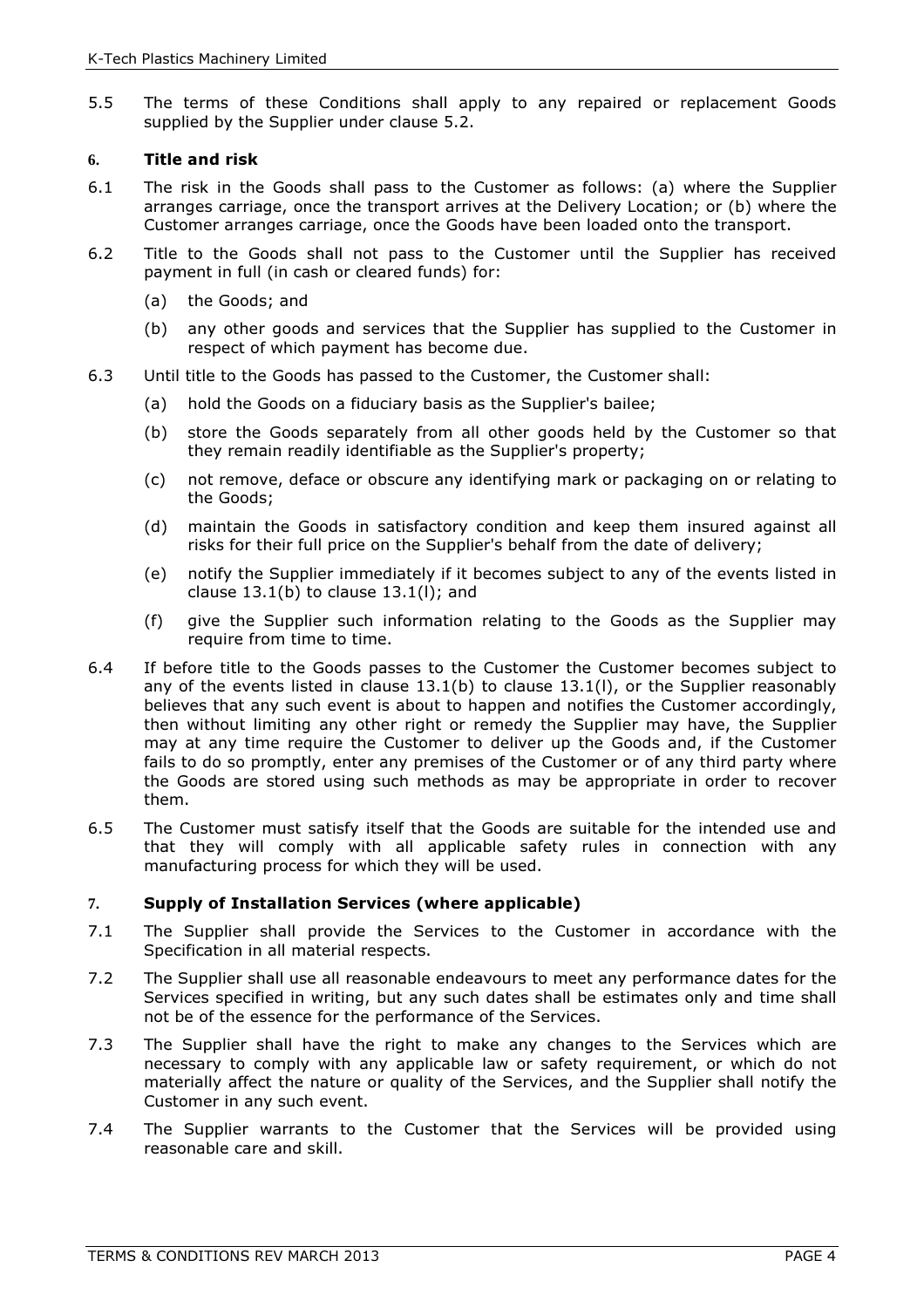5.5 The terms of these Conditions shall apply to any repaired or replacement Goods supplied by the Supplier under clause 5.2.

## 6. Title and risk

6.1 The risk in the Goods shall pass to the Customer as follows: (a) where the Supplier arranges carriage, once the transport arrives at the Delivery Location; or (b) where the Customer arranges carriage, once the Goods have been loaded onto the transport.

6.2 Title to the Goods shall not pass to the Customer until the Supplier has received payment in full (in cash or cleared funds) for:

- (a) the Goods; and
- (b) any other goods and services that the Supplier has supplied to the Customer in respect of which payment has become due.

6.3 Until title to the Goods has passed to the Customer, the Customer shall:

- (a) hold the Goods on a fiduciary basis as the Supplier's bailee;
- (b) store the Goods separately from all other goods held by the Customer so that they remain readily identifiable as the Supplier's property;
- (c) not remove, deface or obscure any identifying mark or packaging on or relating to the Goods;
- (d) maintain the Goods in satisfactory condition and keep them insured against all risks for their full price on the Supplier's behalf from the date of delivery;
- (e) notify the Supplier immediately if it becomes subject to any of the events listed in clause 13.1(b) to clause 13.1(l); and
- (f) give the Supplier such information relating to the Goods as the Supplier may require from time to time.

6.4 If before title to the Goods passes to the Customer the Customer becomes subject to any of the events listed in clause 13.1(b) to clause 13.1(l), or the Supplier reasonably believes that any such event is about to happen and notifies the Customer accordingly, then without limiting any other right or remedy the Supplier may have, the Supplier may at any time require the Customer to deliver up the Goods and, if the Customer fails to do so promptly, enter any premises of the Customer or of any third party where the Goods are stored using such methods as may be appropriate in order to recover them.

6.5 The Customer must satisfy itself that the Goods are suitable for the intended use and that they will comply with all applicable safety rules in connection with any manufacturing process for which they will be used.

## 7. Supply of Installation Services (where applicable)

7.1 The Supplier shall provide the Services to the Customer in accordance with the Specification in all material respects.

7.2 The Supplier shall use all reasonable endeavours to meet any performance dates for the Services specified in writing, but any such dates shall be estimates only and time shall not be of the essence for the performance of the Services.

7.3 The Supplier shall have the right to make any changes to the Services which are necessary to comply with any applicable law or safety requirement, or which do not materially affect the nature or quality of the Services, and the Supplier shall notify the Customer in any such event.

7.4 The Supplier warrants to the Customer that the Services will be provided using reasonable care and skill.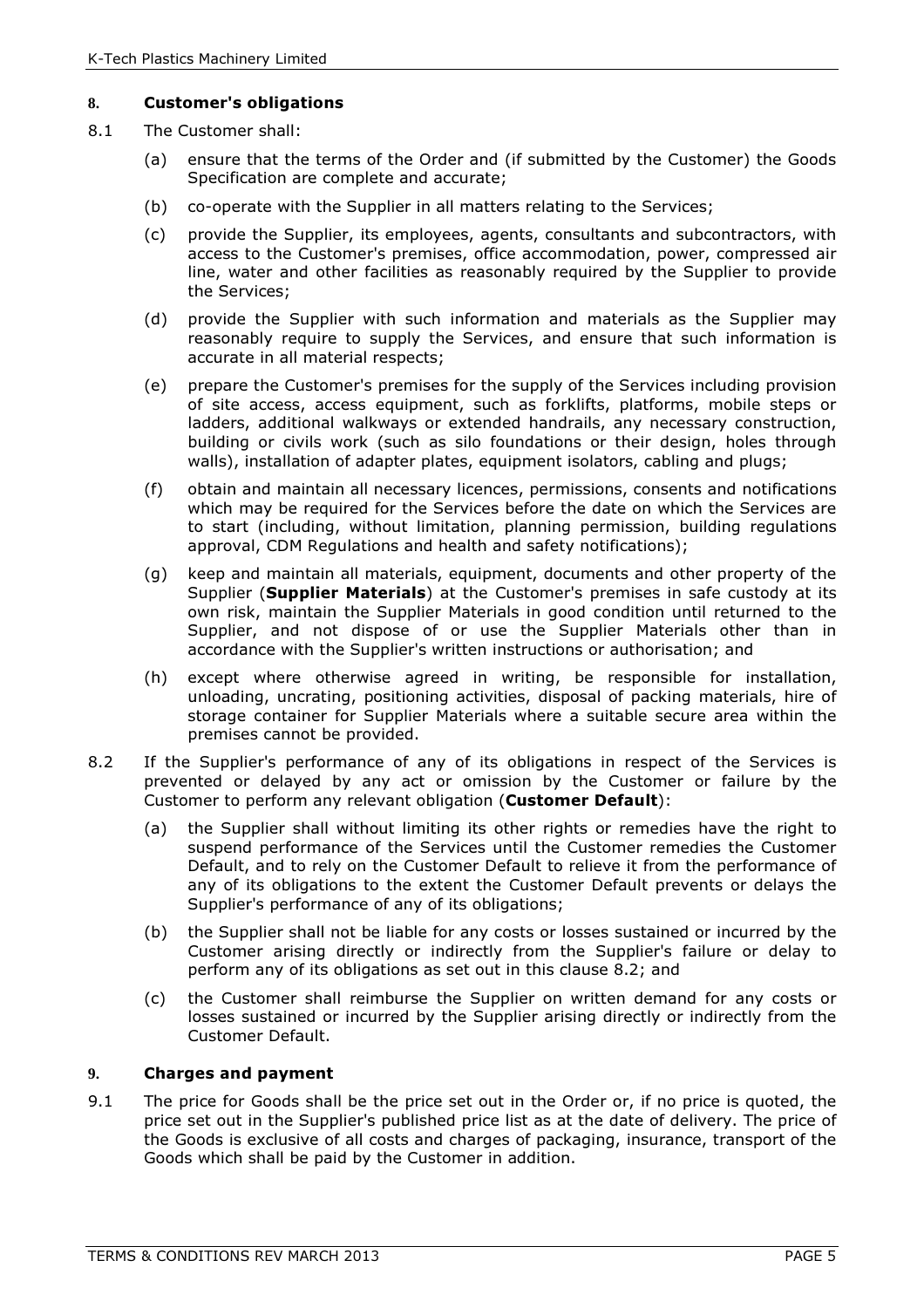## 8. Customer's obligations

8.1 The Customer shall:

(a) ensure that the terms of the Order and (if submitted by the Customer) the Goods Specification are complete and accurate;

(b) co-operate with the Supplier in all matters relating to the Services;

(c) provide the Supplier, its employees, agents, consultants and subcontractors, with access to the Customer's premises, office accommodation, power, compressed air line, water and other facilities as reasonably required by the Supplier to provide the Services;

(d) provide the Supplier with such information and materials as the Supplier may reasonably require to supply the Services, and ensure that such information is accurate in all material respects;

(e) prepare the Customer's premises for the supply of the Services including provision of site access, access equipment, such as forklifts, platforms, mobile steps or ladders, additional walkways or extended handrails, any necessary construction, building or civils work (such as silo foundations or their design, holes through walls), installation of adapter plates, equipment isolators, cabling and plugs;

(f) obtain and maintain all necessary licences, permissions, consents and notifications which may be required for the Services before the date on which the Services are to start (including, without limitation, planning permission, building regulations approval, CDM Regulations and health and safety notifications);

(g) keep and maintain all materials, equipment, documents and other property of the Supplier (**Supplier Materials**) at the Customer's premises in safe custody at its own risk, maintain the Supplier Materials in good condition until returned to the Supplier, and not dispose of or use the Supplier Materials other than in accordance with the Supplier's written instructions or authorisation; and

(h) except where otherwise agreed in writing, be responsible for installation, unloading, uncrating, positioning activities, disposal of packing materials, hire of storage container for Supplier Materials where a suitable secure area within the premises cannot be provided.

8.2 If the Supplier's performance of any of its obligations in respect of the Services is prevented or delayed by any act or omission by the Customer or failure by the Customer to perform any relevant obligation (**Customer Default**):

(a) the Supplier shall without limiting its other rights or remedies have the right to suspend performance of the Services until the Customer remedies the Customer Default, and to rely on the Customer Default to relieve it from the performance of any of its obligations to the extent the Customer Default prevents or delays the Supplier's performance of any of its obligations;

(b) the Supplier shall not be liable for any costs or losses sustained or incurred by the Customer arising directly or indirectly from the Supplier's failure or delay to perform any of its obligations as set out in this clause 8.2; and

(c) the Customer shall reimburse the Supplier on written demand for any costs or losses sustained or incurred by the Supplier arising directly or indirectly from the Customer Default.

## 9. Charges and payment

9.1 The price for Goods shall be the price set out in the Order or, if no price is quoted, the price set out in the Supplier's published price list as at the date of delivery. The price of the Goods is exclusive of all costs and charges of packaging, insurance, transport of the Goods which shall be paid by the Customer in addition.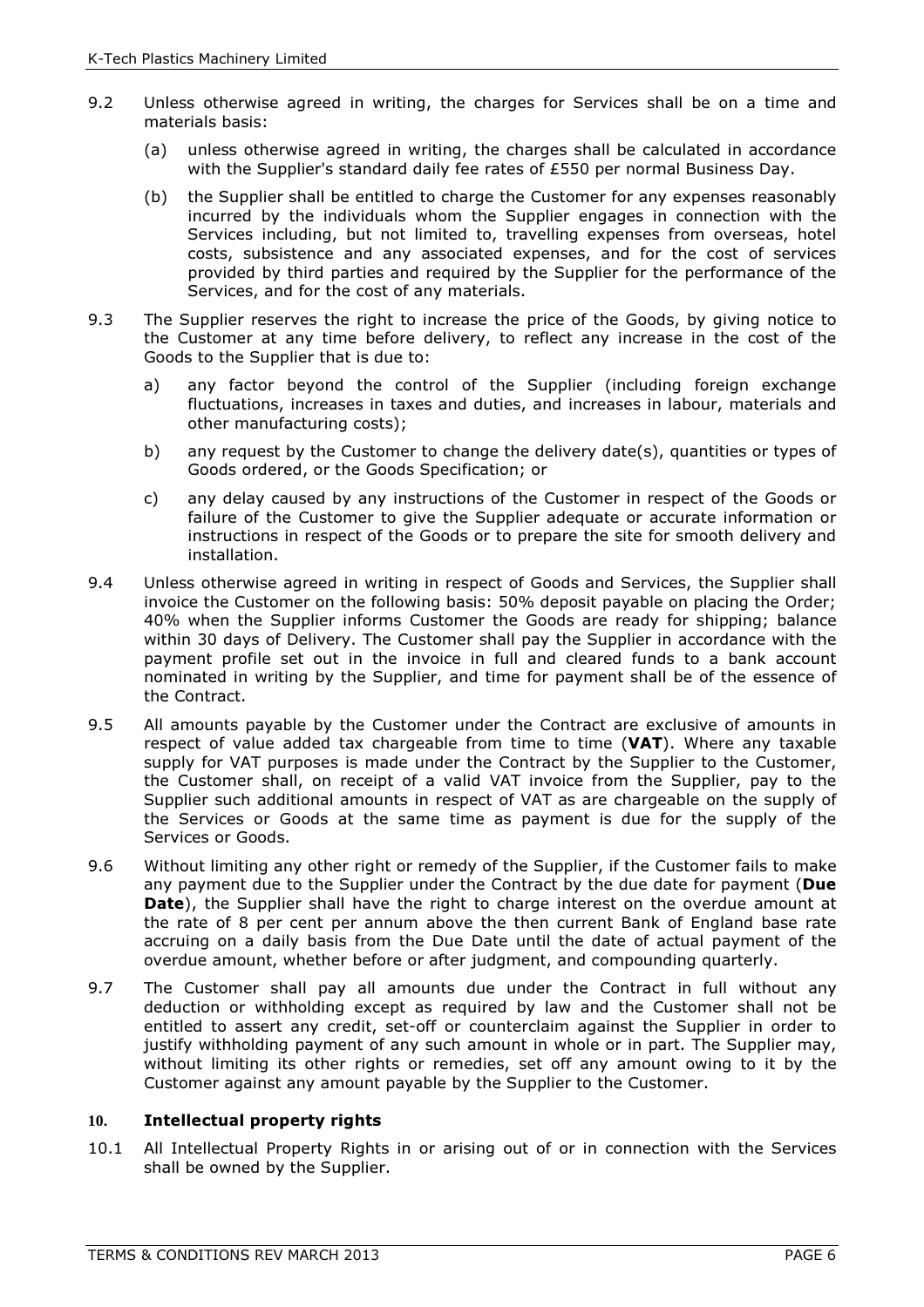9.2 Unless otherwise agreed in writing, the charges for Services shall be on a time and materials basis:

   (a) unless otherwise agreed in writing, the charges shall be calculated in accordance with the Supplier's standard daily fee rates of £550 per normal Business Day.

   (b) the Supplier shall be entitled to charge the Customer for any expenses reasonably incurred by the individuals whom the Supplier engages in connection with the Services including, but not limited to, travelling expenses from overseas, hotel costs, subsistence and any associated expenses, and for the cost of services provided by third parties and required by the Supplier for the performance of the Services, and for the cost of any materials.

9.3 The Supplier reserves the right to increase the price of the Goods, by giving notice to the Customer at any time before delivery, to reflect any increase in the cost of the Goods to the Supplier that is due to:

   a) any factor beyond the control of the Supplier (including foreign exchange fluctuations, increases in taxes and duties, and increases in labour, materials and other manufacturing costs);

   b) any request by the Customer to change the delivery date(s), quantities or types of Goods ordered, or the Goods Specification; or

   c) any delay caused by any instructions of the Customer in respect of the Goods or failure of the Customer to give the Supplier adequate or accurate information or instructions in respect of the Goods or to prepare the site for smooth delivery and installation.

9.4 Unless otherwise agreed in writing in respect of Goods and Services, the Supplier shall invoice the Customer on the following basis: 50% deposit payable on placing the Order; 40% when the Supplier informs Customer the Goods are ready for shipping; balance within 30 days of Delivery. The Customer shall pay the Supplier in accordance with the payment profile set out in the invoice in full and cleared funds to a bank account nominated in writing by the Supplier, and time for payment shall be of the essence of the Contract.

9.5 All amounts payable by the Customer under the Contract are exclusive of amounts in respect of value added tax chargeable from time to time (**VAT**). Where any taxable supply for VAT purposes is made under the Contract by the Supplier to the Customer, the Customer shall, on receipt of a valid VAT invoice from the Supplier, pay to the Supplier such additional amounts in respect of VAT as are chargeable on the supply of the Services or Goods at the same time as payment is due for the supply of the Services or Goods.

9.6 Without limiting any other right or remedy of the Supplier, if the Customer fails to make any payment due to the Supplier under the Contract by the due date for payment (**Due Date**), the Supplier shall have the right to charge interest on the overdue amount at the rate of 8 per cent per annum above the then current Bank of England base rate accruing on a daily basis from the Due Date until the date of actual payment of the overdue amount, whether before or after judgment, and compounding quarterly.

9.7 The Customer shall pay all amounts due under the Contract in full without any deduction or withholding except as required by law and the Customer shall not be entitled to assert any credit, set-off or counterclaim against the Supplier in order to justify withholding payment of any such amount in whole or in part. The Supplier may, without limiting its other rights or remedies, set off any amount owing to it by the Customer against any amount payable by the Supplier to the Customer.

## 10. Intellectual property rights

10.1 All Intellectual Property Rights in or arising out of or in connection with the Services shall be owned by the Supplier.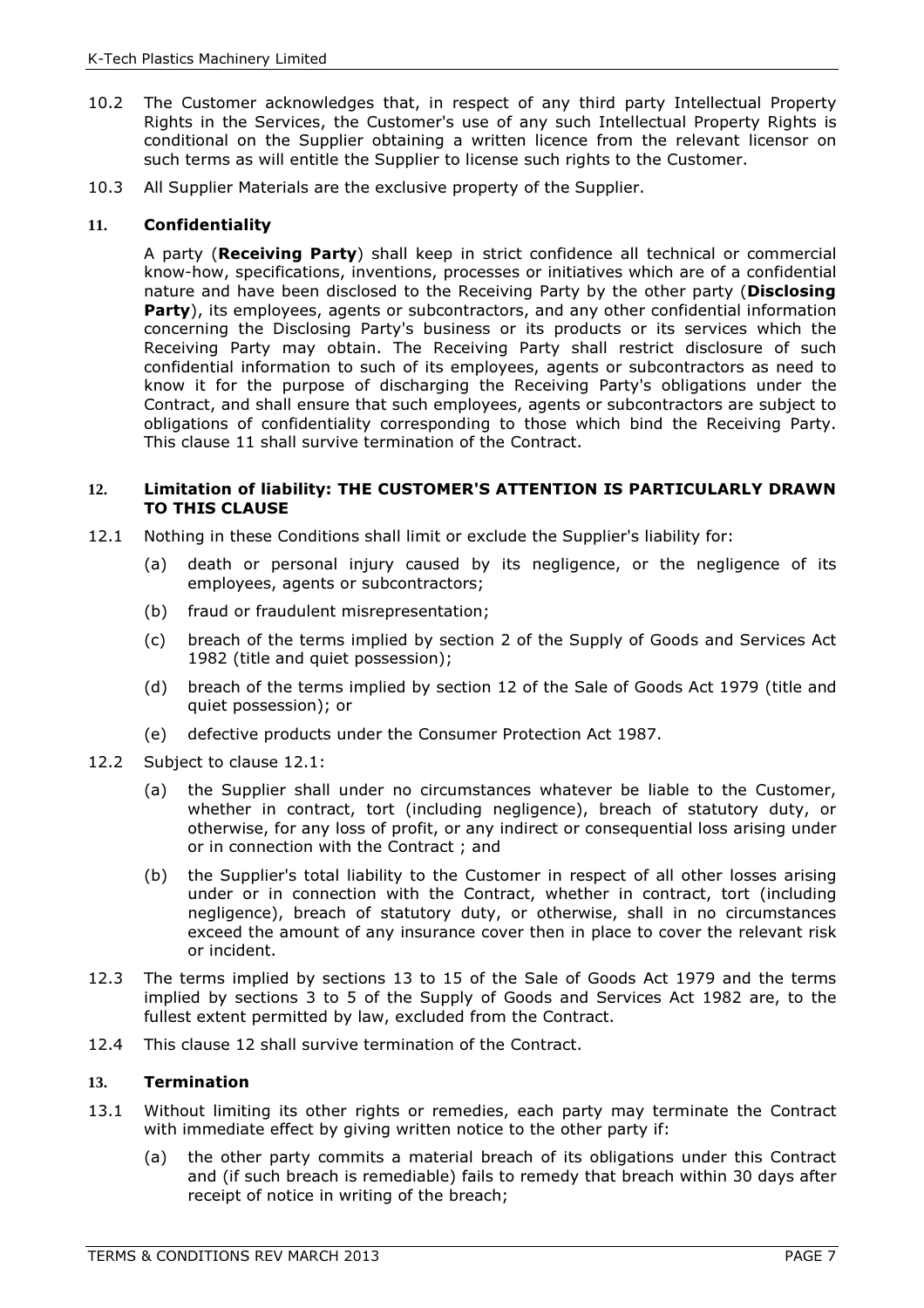10.2 The Customer acknowledges that, in respect of any third party Intellectual Property Rights in the Services, the Customer's use of any such Intellectual Property Rights is conditional on the Supplier obtaining a written licence from the relevant licensor on such terms as will entitle the Supplier to license such rights to the Customer.

10.3 All Supplier Materials are the exclusive property of the Supplier.

## 11. Confidentiality

A party (**Receiving Party**) shall keep in strict confidence all technical or commercial know-how, specifications, inventions, processes or initiatives which are of a confidential nature and have been disclosed to the Receiving Party by the other party (**Disclosing Party**), its employees, agents or subcontractors, and any other confidential information concerning the Disclosing Party's business or its products or its services which the Receiving Party may obtain. The Receiving Party shall restrict disclosure of such confidential information to such of its employees, agents or subcontractors as need to know it for the purpose of discharging the Receiving Party's obligations under the Contract, and shall ensure that such employees, agents or subcontractors are subject to obligations of confidentiality corresponding to those which bind the Receiving Party. This clause 11 shall survive termination of the Contract.

## 12. Limitation of liability: THE CUSTOMER'S ATTENTION IS PARTICULARLY DRAWN TO THIS CLAUSE

12.1 Nothing in these Conditions shall limit or exclude the Supplier's liability for:

(a) death or personal injury caused by its negligence, or the negligence of its employees, agents or subcontractors;

(b) fraud or fraudulent misrepresentation;

(c) breach of the terms implied by section 2 of the Supply of Goods and Services Act 1982 (title and quiet possession);

(d) breach of the terms implied by section 12 of the Sale of Goods Act 1979 (title and quiet possession); or

(e) defective products under the Consumer Protection Act 1987.

12.2 Subject to clause 12.1:

(a) the Supplier shall under no circumstances whatever be liable to the Customer, whether in contract, tort (including negligence), breach of statutory duty, or otherwise, for any loss of profit, or any indirect or consequential loss arising under or in connection with the Contract ; and

(b) the Supplier's total liability to the Customer in respect of all other losses arising under or in connection with the Contract, whether in contract, tort (including negligence), breach of statutory duty, or otherwise, shall in no circumstances exceed the amount of any insurance cover then in place to cover the relevant risk or incident.

12.3 The terms implied by sections 13 to 15 of the Sale of Goods Act 1979 and the terms implied by sections 3 to 5 of the Supply of Goods and Services Act 1982 are, to the fullest extent permitted by law, excluded from the Contract.

12.4 This clause 12 shall survive termination of the Contract.

## 13. Termination

13.1 Without limiting its other rights or remedies, each party may terminate the Contract with immediate effect by giving written notice to the other party if:

(a) the other party commits a material breach of its obligations under this Contract and (if such breach is remediable) fails to remedy that breach within 30 days after receipt of notice in writing of the breach;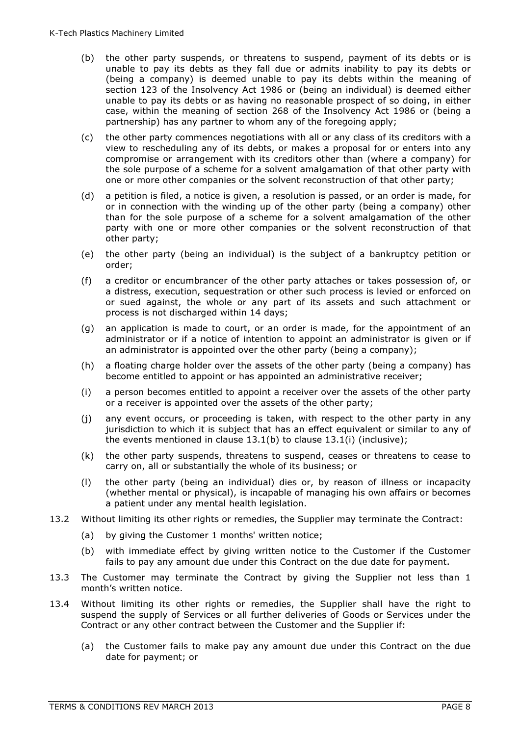(b) the other party suspends, or threatens to suspend, payment of its debts or is unable to pay its debts as they fall due or admits inability to pay its debts or (being a company) is deemed unable to pay its debts within the meaning of section 123 of the Insolvency Act 1986 or (being an individual) is deemed either unable to pay its debts or as having no reasonable prospect of so doing, in either case, within the meaning of section 268 of the Insolvency Act 1986 or (being a partnership) has any partner to whom any of the foregoing apply;

(c) the other party commences negotiations with all or any class of its creditors with a view to rescheduling any of its debts, or makes a proposal for or enters into any compromise or arrangement with its creditors other than (where a company) for the sole purpose of a scheme for a solvent amalgamation of that other party with one or more other companies or the solvent reconstruction of that other party;

(d) a petition is filed, a notice is given, a resolution is passed, or an order is made, for or in connection with the winding up of the other party (being a company) other than for the sole purpose of a scheme for a solvent amalgamation of the other party with one or more other companies or the solvent reconstruction of that other party;

(e) the other party (being an individual) is the subject of a bankruptcy petition or order;

(f) a creditor or encumbrancer of the other party attaches or takes possession of, or a distress, execution, sequestration or other such process is levied or enforced on or sued against, the whole or any part of its assets and such attachment or process is not discharged within 14 days;

(g) an application is made to court, or an order is made, for the appointment of an administrator or if a notice of intention to appoint an administrator is given or if an administrator is appointed over the other party (being a company);

(h) a floating charge holder over the assets of the other party (being a company) has become entitled to appoint or has appointed an administrative receiver;

(i) a person becomes entitled to appoint a receiver over the assets of the other party or a receiver is appointed over the assets of the other party;

(j) any event occurs, or proceeding is taken, with respect to the other party in any jurisdiction to which it is subject that has an effect equivalent or similar to any of the events mentioned in clause 13.1(b) to clause 13.1(i) (inclusive);

(k) the other party suspends, threatens to suspend, ceases or threatens to cease to carry on, all or substantially the whole of its business; or

(l) the other party (being an individual) dies or, by reason of illness or incapacity (whether mental or physical), is incapable of managing his own affairs or becomes a patient under any mental health legislation.

13.2 Without limiting its other rights or remedies, the Supplier may terminate the Contract:

(a) by giving the Customer 1 months' written notice;

(b) with immediate effect by giving written notice to the Customer if the Customer fails to pay any amount due under this Contract on the due date for payment.

13.3 The Customer may terminate the Contract by giving the Supplier not less than 1 month's written notice.

13.4 Without limiting its other rights or remedies, the Supplier shall have the right to suspend the supply of Services or all further deliveries of Goods or Services under the Contract or any other contract between the Customer and the Supplier if:

(a) the Customer fails to make pay any amount due under this Contract on the due date for payment; or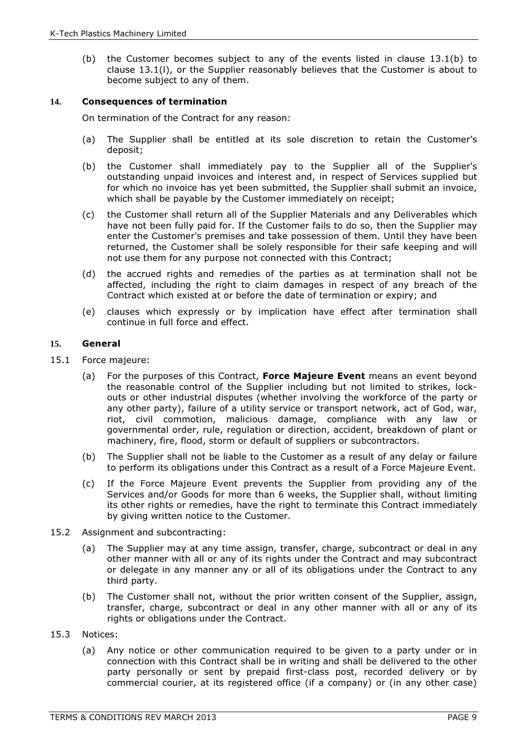(b) the Customer becomes subject to any of the events listed in clause 13.1(b) to clause 13.1(l), or the Supplier reasonably believes that the Customer is about to become subject to any of them.

### 14. Consequences of termination

On termination of the Contract for any reason:

(a) The Supplier shall be entitled at its sole discretion to retain the Customer's deposit;

(b) the Customer shall immediately pay to the Supplier all of the Supplier's outstanding unpaid invoices and interest and, in respect of Services supplied but for which no invoice has yet been submitted, the Supplier shall submit an invoice, which shall be payable by the Customer immediately on receipt;

(c) the Customer shall return all of the Supplier Materials and any Deliverables which have not been fully paid for. If the Customer fails to do so, then the Supplier may enter the Customer's premises and take possession of them. Until they have been returned, the Customer shall be solely responsible for their safe keeping and will not use them for any purpose not connected with this Contract;

(d) the accrued rights and remedies of the parties as at termination shall not be affected, including the right to claim damages in respect of any breach of the Contract which existed at or before the date of termination or expiry; and

(e) clauses which expressly or by implication have effect after termination shall continue in full force and effect.

### 15. General

15.1 Force majeure:

(a) For the purposes of this Contract, **Force Majeure Event** means an event beyond the reasonable control of the Supplier including but not limited to strikes, lock-outs or other industrial disputes (whether involving the workforce of the party or any other party), failure of a utility service or transport network, act of God, war, riot, civil commotion, malicious damage, compliance with any law or governmental order, rule, regulation or direction, accident, breakdown of plant or machinery, fire, flood, storm or default of suppliers or subcontractors.

(b) The Supplier shall not be liable to the Customer as a result of any delay or failure to perform its obligations under this Contract as a result of a Force Majeure Event.

(c) If the Force Majeure Event prevents the Supplier from providing any of the Services and/or Goods for more than 6 weeks, the Supplier shall, without limiting its other rights or remedies, have the right to terminate this Contract immediately by giving written notice to the Customer.

15.2 Assignment and subcontracting:

(a) The Supplier may at any time assign, transfer, charge, subcontract or deal in any other manner with all or any of its rights under the Contract and may subcontract or delegate in any manner any or all of its obligations under the Contract to any third party.

(b) The Customer shall not, without the prior written consent of the Supplier, assign, transfer, charge, subcontract or deal in any other manner with all or any of its rights or obligations under the Contract.

15.3 Notices:

(a) Any notice or other communication required to be given to a party under or in connection with this Contract shall be in writing and shall be delivered to the other party personally or sent by prepaid first-class post, recorded delivery or by commercial courier, at its registered office (if a company) or (in any other case)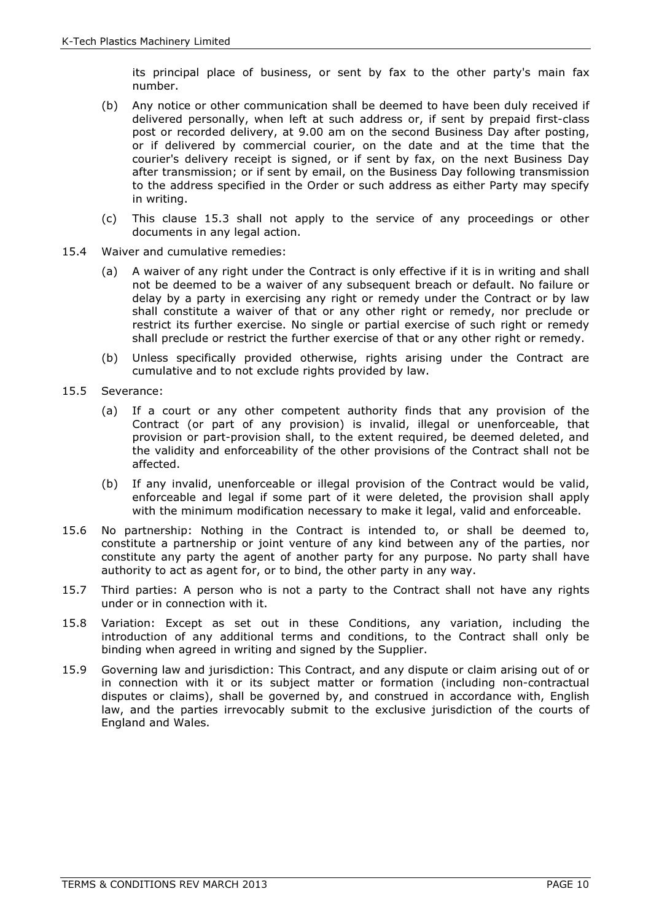its principal place of business, or sent by fax to the other party's main fax number.

(b) Any notice or other communication shall be deemed to have been duly received if delivered personally, when left at such address or, if sent by prepaid first-class post or recorded delivery, at 9.00 am on the second Business Day after posting, or if delivered by commercial courier, on the date and at the time that the courier's delivery receipt is signed, or if sent by fax, on the next Business Day after transmission; or if sent by email, on the Business Day following transmission to the address specified in the Order or such address as either Party may specify in writing.

(c) This clause 15.3 shall not apply to the service of any proceedings or other documents in any legal action.

15.4 Waiver and cumulative remedies:

(a) A waiver of any right under the Contract is only effective if it is in writing and shall not be deemed to be a waiver of any subsequent breach or default. No failure or delay by a party in exercising any right or remedy under the Contract or by law shall constitute a waiver of that or any other right or remedy, nor preclude or restrict its further exercise. No single or partial exercise of such right or remedy shall preclude or restrict the further exercise of that or any other right or remedy.

(b) Unless specifically provided otherwise, rights arising under the Contract are cumulative and to not exclude rights provided by law.

15.5 Severance:

(a) If a court or any other competent authority finds that any provision of the Contract (or part of any provision) is invalid, illegal or unenforceable, that provision or part-provision shall, to the extent required, be deemed deleted, and the validity and enforceability of the other provisions of the Contract shall not be affected.

(b) If any invalid, unenforceable or illegal provision of the Contract would be valid, enforceable and legal if some part of it were deleted, the provision shall apply with the minimum modification necessary to make it legal, valid and enforceable.

15.6 No partnership: Nothing in the Contract is intended to, or shall be deemed to, constitute a partnership or joint venture of any kind between any of the parties, nor constitute any party the agent of another party for any purpose. No party shall have authority to act as agent for, or to bind, the other party in any way.

15.7 Third parties: A person who is not a party to the Contract shall not have any rights under or in connection with it.

15.8 Variation: Except as set out in these Conditions, any variation, including the introduction of any additional terms and conditions, to the Contract shall only be binding when agreed in writing and signed by the Supplier.

15.9 Governing law and jurisdiction: This Contract, and any dispute or claim arising out of or in connection with it or its subject matter or formation (including non-contractual disputes or claims), shall be governed by, and construed in accordance with, English law, and the parties irrevocably submit to the exclusive jurisdiction of the courts of England and Wales.